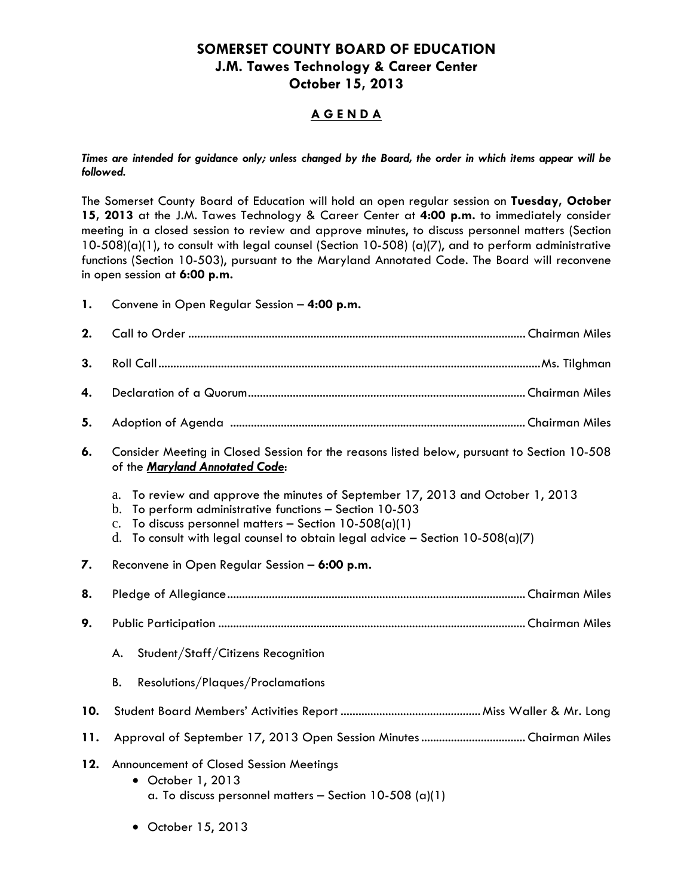# SOMERSET COUNTY BOARD OF EDUCATION
## J.M. Tawes Technology & Career Center
## October 15, 2013

## A G E N D A

***Times are intended for guidance only; unless changed by the Board, the order in which items appear will be followed.***

The Somerset County Board of Education will hold an open regular session on **Tuesday, October 15, 2013** at the J.M. Tawes Technology & Career Center at **4:00 p.m.** to immediately consider meeting in a closed session to review and approve minutes, to discuss personnel matters (Section 10-508)(a)(1), to consult with legal counsel (Section 10-508) (a)(7), and to perform administrative functions (Section 10-503), pursuant to the Maryland Annotated Code. The Board will reconvene in open session at **6:00 p.m.**

**1.** Convene in Open Regular Session – **4:00 p.m.**

**2.** Call to Order ........................................ Chairman Miles

**3.** Roll Call ........................................ Ms. Tilghman

**4.** Declaration of a Quorum ........................................ Chairman Miles

**5.** Adoption of Agenda ........................................ Chairman Miles

**6.** Consider Meeting in Closed Session for the reasons listed below, pursuant to Section 10-508 of the ***Maryland Annotated Code***:

   a. To review and approve the minutes of September 17, 2013 and October 1, 2013
   b. To perform administrative functions – Section 10-503
   c. To discuss personnel matters – Section 10-508(a)(1)
   d. To consult with legal counsel to obtain legal advice – Section 10-508(a)(7)

**7.** Reconvene in Open Regular Session – **6:00 p.m.**

**8.** Pledge of Allegiance ........................................ Chairman Miles

**9.** Public Participation ........................................ Chairman Miles

   A. Student/Staff/Citizens Recognition

   B. Resolutions/Plaques/Proclamations

**10.** Student Board Members' Activities Report ........................................ Miss Waller & Mr. Long

**11.** Approval of September 17, 2013 Open Session Minutes ........................................ Chairman Miles

**12.** Announcement of Closed Session Meetings

- October 1, 2013
  a. To discuss personnel matters – Section 10-508 (a)(1)

- October 15, 2013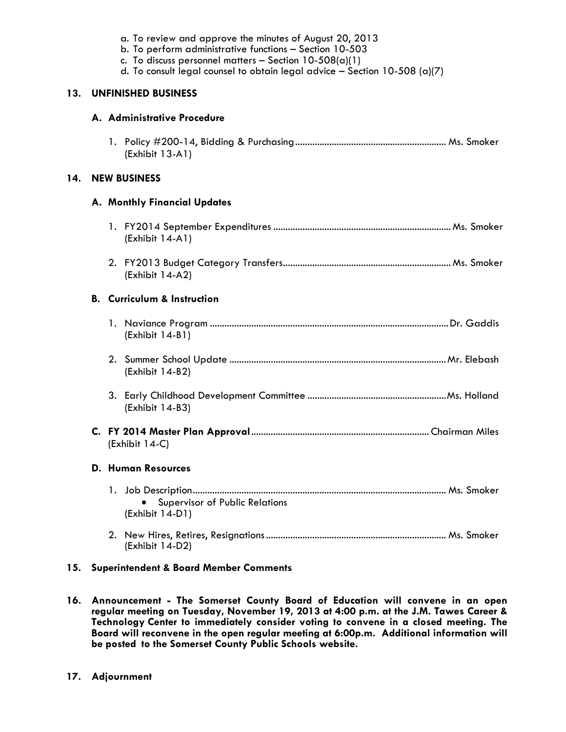a. To review and approve the minutes of August 20, 2013
b. To perform administrative functions – Section 10-503
c. To discuss personnel matters – Section 10-508(a)(1)
d. To consult legal counsel to obtain legal advice – Section 10-508 (a)(7)

**13. UNFINISHED BUSINESS**

**A. Administrative Procedure**

1. Policy #200-14, Bidding & Purchasing ............................................................ Ms. Smoker
   (Exhibit 13-A1)

**14. NEW BUSINESS**

**A. Monthly Financial Updates**

1. FY2014 September Expenditures ........................................................................ Ms. Smoker
   (Exhibit 14-A1)

2. FY2013 Budget Category Transfers.................................................................... Ms. Smoker
   (Exhibit 14-A2)

**B. Curriculum & Instruction**

1. Naviance Program ............................................................................................. Dr. Gaddis
   (Exhibit 14-B1)

2. Summer School Update ...................................................................................... Mr. Elebash
   (Exhibit 14-B2)

3. Early Childhood Development Committee ......................................................... Ms. Holland
   (Exhibit 14-B3)

**C. FY 2014 Master Plan Approval** ........................................................................ Chairman Miles
(Exhibit 14-C)

**D. Human Resources**

1. Job Description.................................................................................................... Ms. Smoker
   - Supervisor of Public Relations

   (Exhibit 14-D1)

2. New Hires, Retires, Resignations ......................................................................... Ms. Smoker
   (Exhibit 14-D2)

**15. Superintendent & Board Member Comments**

**16. Announcement - The Somerset County Board of Education will convene in an open regular meeting on Tuesday, November 19, 2013 at 4:00 p.m. at the J.M. Tawes Career & Technology Center to immediately consider voting to convene in a closed meeting. The Board will reconvene in the open regular meeting at 6:00p.m. Additional information will be posted to the Somerset County Public Schools website.**

**17. Adjournment**